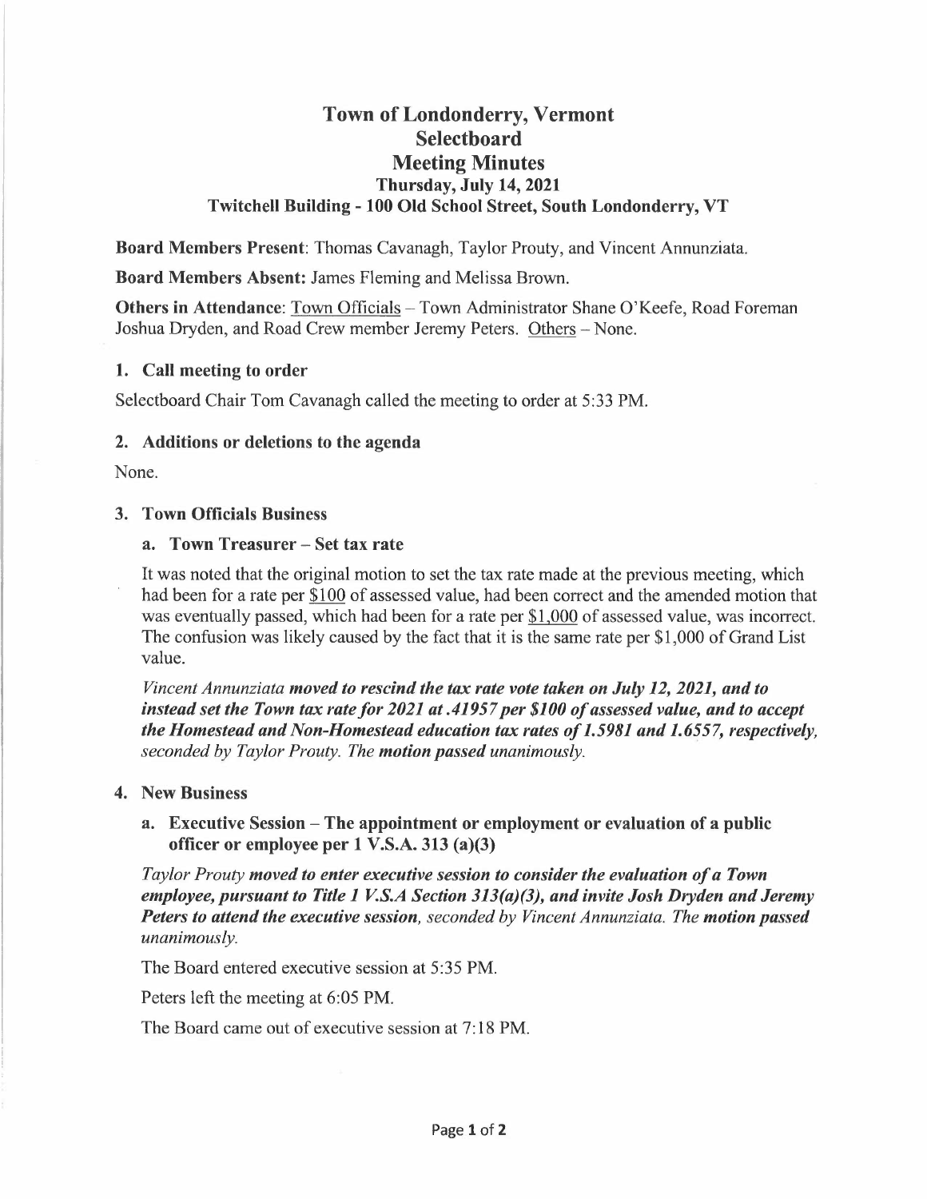# Town of Londonderry, Vermont
## Selectboard
## Meeting Minutes
### Thursday, July 14, 2021
### Twitchell Building - 100 Old School Street, South Londonderry, VT

**Board Members Present**: Thomas Cavanagh, Taylor Prouty, and Vincent Annunziata.

**Board Members Absent:** James Fleming and Melissa Brown.

**Others in Attendance**: Town Officials – Town Administrator Shane O'Keefe, Road Foreman Joshua Dryden, and Road Crew member Jeremy Peters. Others – None.

**1. Call meeting to order**

Selectboard Chair Tom Cavanagh called the meeting to order at 5:33 PM.

**2. Additions or deletions to the agenda**

None.

**3. Town Officials Business**

**a. Town Treasurer – Set tax rate**

It was noted that the original motion to set the tax rate made at the previous meeting, which had been for a rate per $100 of assessed value, had been correct and the amended motion that was eventually passed, which had been for a rate per $1,000 of assessed value, was incorrect. The confusion was likely caused by the fact that it is the same rate per $1,000 of Grand List value.

*Vincent Annunziata* ***moved to rescind the tax rate vote taken on July 12, 2021, and to instead set the Town tax rate for 2021 at .41957 per $100 of assessed value, and to accept the Homestead and Non-Homestead education tax rates of 1.5981 and 1.6557, respectively,*** *seconded by Taylor Prouty. The* ***motion passed*** *unanimously.*

**4. New Business**

**a. Executive Session – The appointment or employment or evaluation of a public officer or employee per 1 V.S.A. 313 (a)(3)**

*Taylor Prouty* ***moved to enter executive session to consider the evaluation of a Town employee, pursuant to Title 1 V.S.A Section 313(a)(3), and invite Josh Dryden and Jeremy Peters to attend the executive session,*** *seconded by Vincent Annunziata. The* ***motion passed*** *unanimously.*

The Board entered executive session at 5:35 PM.

Peters left the meeting at 6:05 PM.

The Board came out of executive session at 7:18 PM.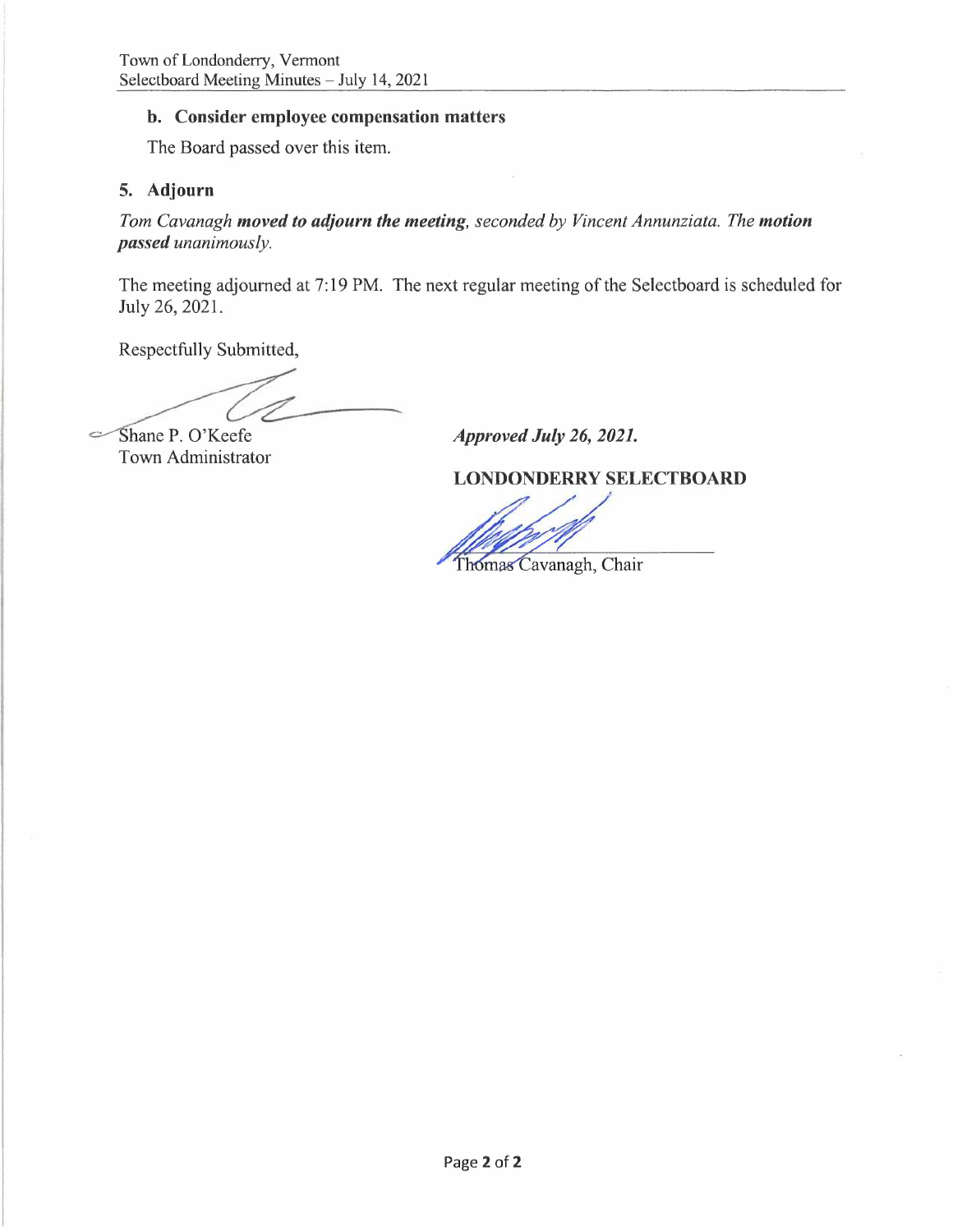### b. Consider employee compensation matters

The Board passed over this item.

## 5. Adjourn

*Tom Cavanagh* ***moved to adjourn the meeting****, seconded by Vincent Annunziata. The* ***motion passed*** *unanimously.*

The meeting adjourned at 7:19 PM. The next regular meeting of the Selectboard is scheduled for July 26, 2021.

Respectfully Submitted,

Shane P. O'Keefe
Town Administrator

***Approved July 26, 2021.***

**LONDONDERRY SELECTBOARD**

Thomas Cavanagh, Chair